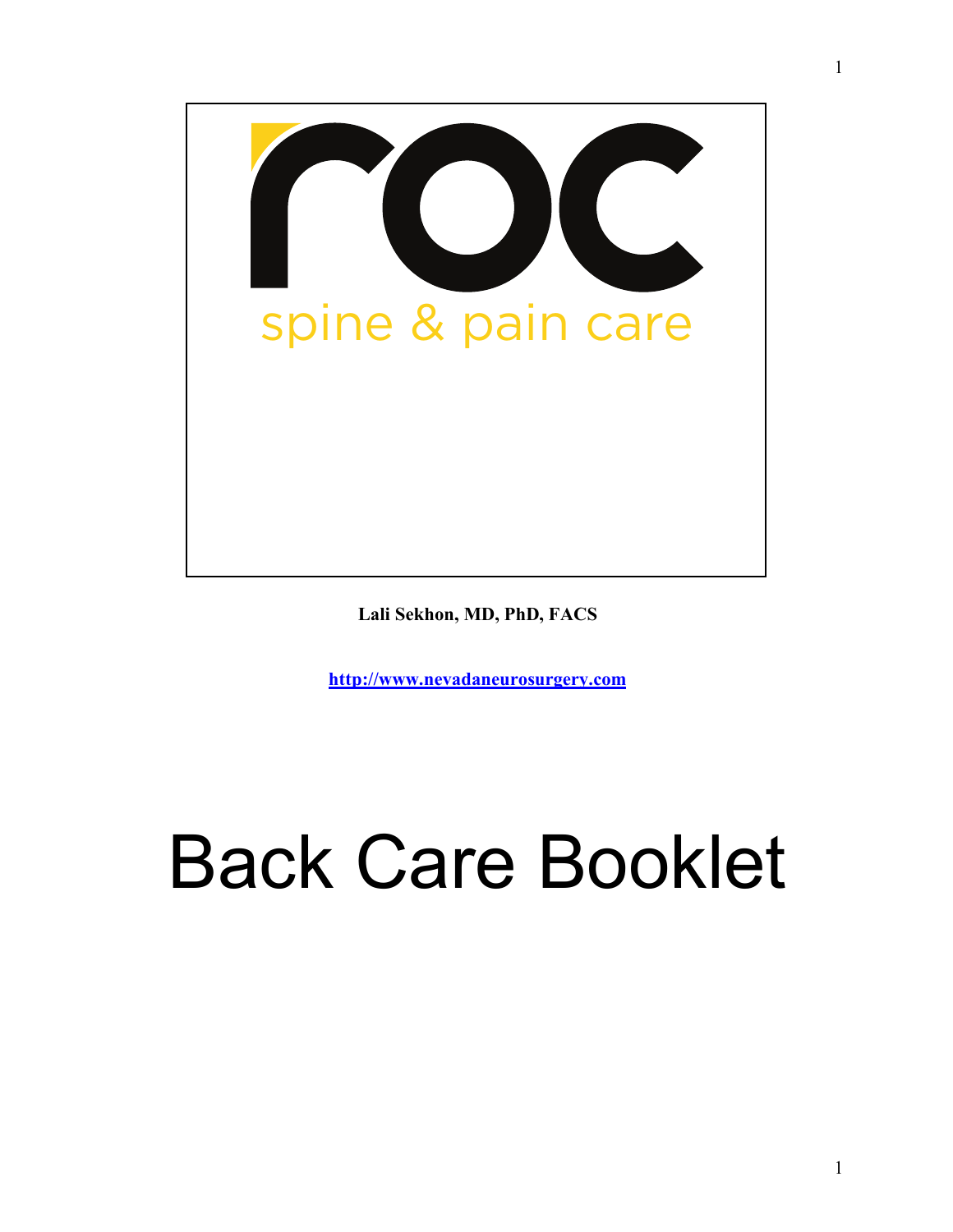roc

spine & pain care

**Lali Sekhon, MD, PhD, FACS**

**http://www.nevadaneurosurgery.com**

# Back Care Booklet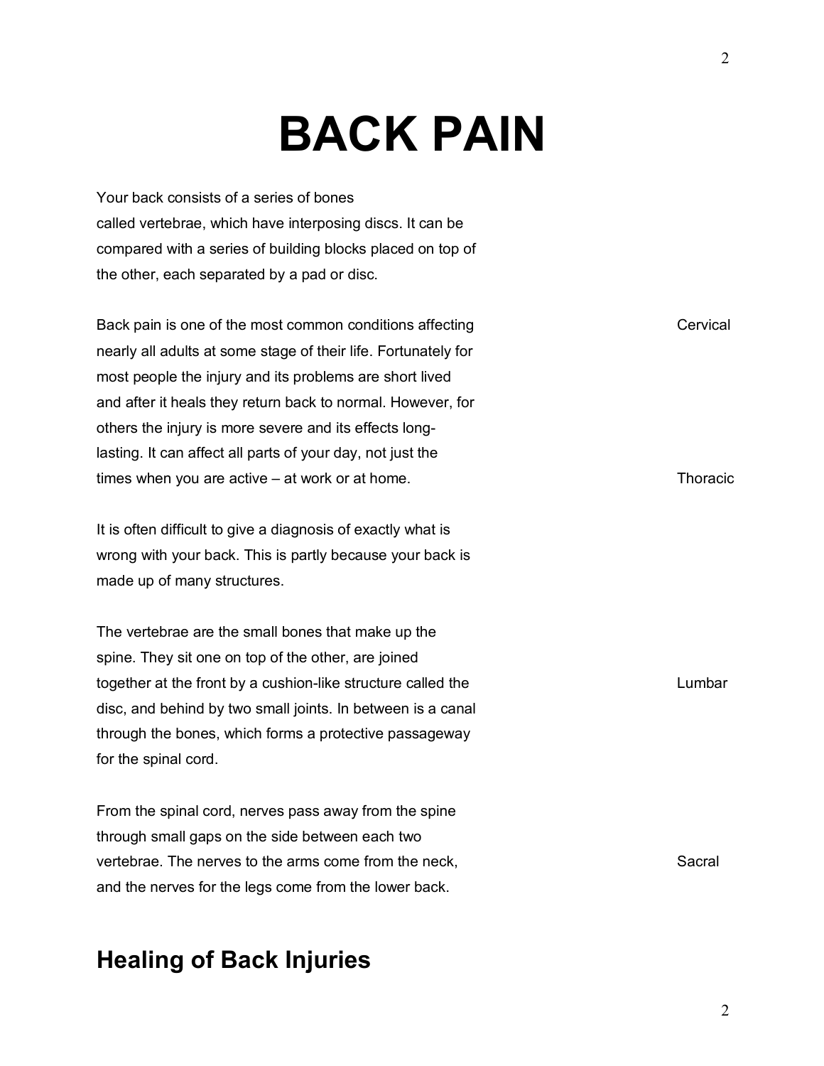# BACK PAIN

Your back consists of a series of bones called vertebrae, which have interposing discs. It can be compared with a series of building blocks placed on top of the other, each separated by a pad or disc.

Back pain is one of the most common conditions affecting nearly all adults at some stage of their life. Fortunately for most people the injury and its problems are short lived and after it heals they return back to normal. However, for others the injury is more severe and its effects long-lasting. It can affect all parts of your day, not just the times when you are active – at work or at home.

It is often difficult to give a diagnosis of exactly what is wrong with your back. This is partly because your back is made up of many structures.

The vertebrae are the small bones that make up the spine. They sit one on top of the other, are joined together at the front by a cushion-like structure called the disc, and behind by two small joints. In between is a canal through the bones, which forms a protective passageway for the spinal cord.

From the spinal cord, nerves pass away from the spine through small gaps on the side between each two vertebrae. The nerves to the arms come from the neck, and the nerves for the legs come from the lower back.

Cervical

Thoracic

Lumbar

Sacral

## Healing of Back Injuries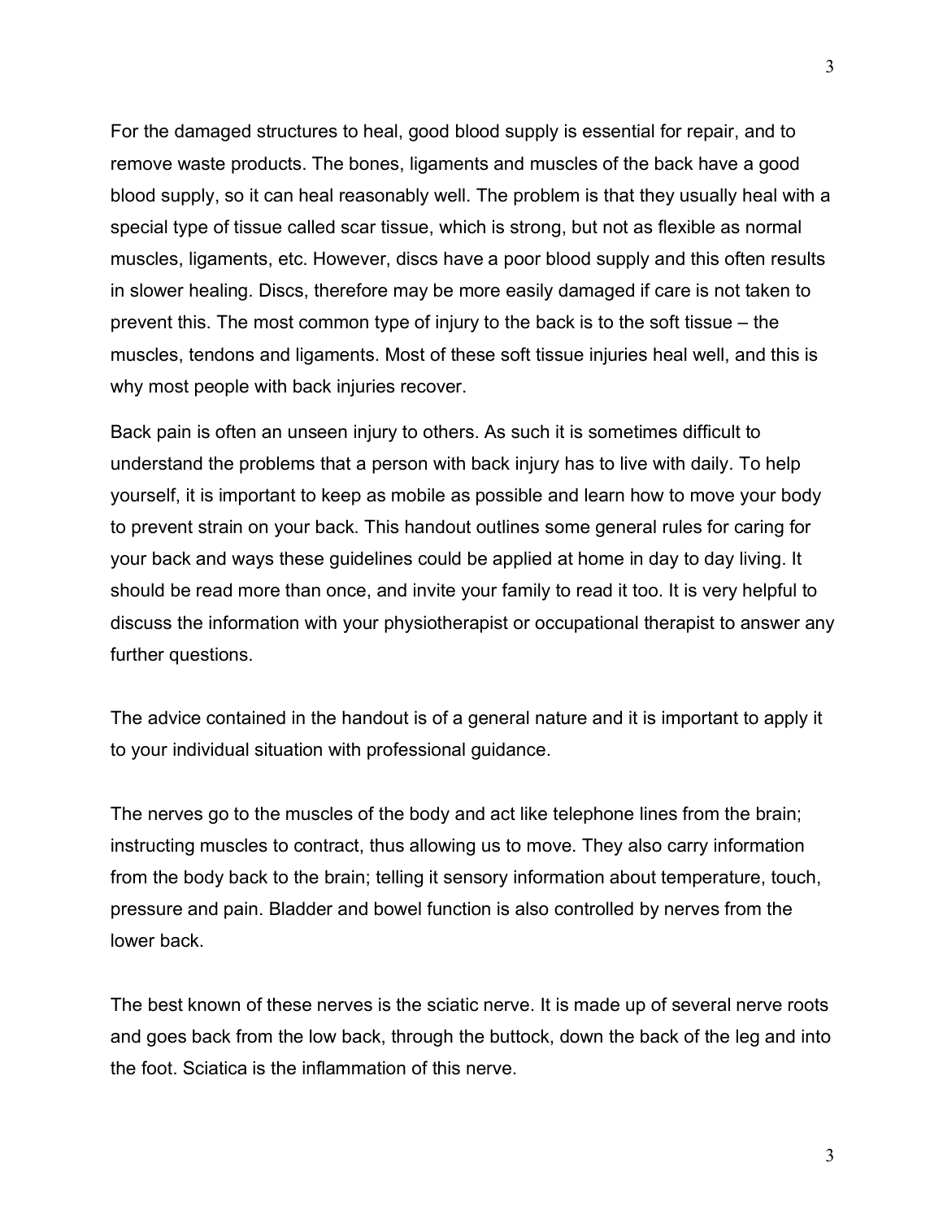For the damaged structures to heal, good blood supply is essential for repair, and to remove waste products. The bones, ligaments and muscles of the back have a good blood supply, so it can heal reasonably well. The problem is that they usually heal with a special type of tissue called scar tissue, which is strong, but not as flexible as normal muscles, ligaments, etc. However, discs have a poor blood supply and this often results in slower healing. Discs, therefore may be more easily damaged if care is not taken to prevent this. The most common type of injury to the back is to the soft tissue – the muscles, tendons and ligaments. Most of these soft tissue injuries heal well, and this is why most people with back injuries recover.

Back pain is often an unseen injury to others. As such it is sometimes difficult to understand the problems that a person with back injury has to live with daily. To help yourself, it is important to keep as mobile as possible and learn how to move your body to prevent strain on your back. This handout outlines some general rules for caring for your back and ways these guidelines could be applied at home in day to day living. It should be read more than once, and invite your family to read it too. It is very helpful to discuss the information with your physiotherapist or occupational therapist to answer any further questions.

The advice contained in the handout is of a general nature and it is important to apply it to your individual situation with professional guidance.

The nerves go to the muscles of the body and act like telephone lines from the brain; instructing muscles to contract, thus allowing us to move. They also carry information from the body back to the brain; telling it sensory information about temperature, touch, pressure and pain. Bladder and bowel function is also controlled by nerves from the lower back.

The best known of these nerves is the sciatic nerve. It is made up of several nerve roots and goes back from the low back, through the buttock, down the back of the leg and into the foot. Sciatica is the inflammation of this nerve.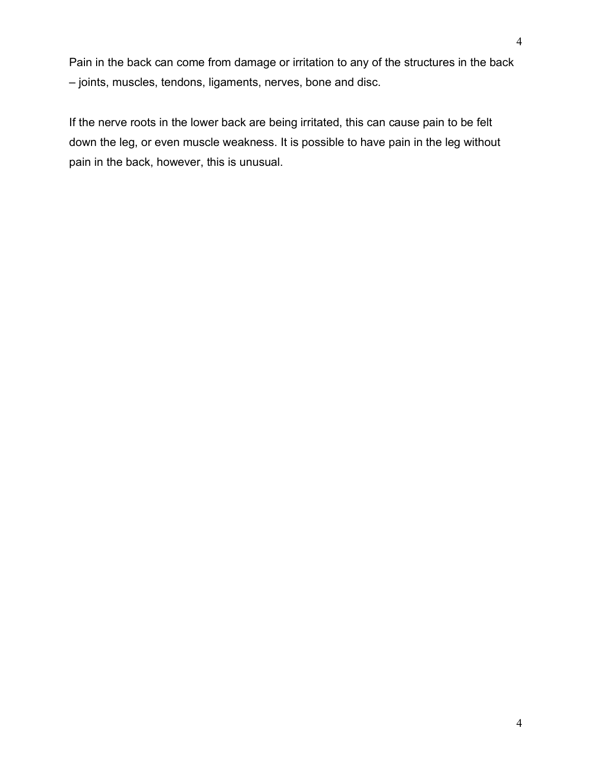Pain in the back can come from damage or irritation to any of the structures in the back – joints, muscles, tendons, ligaments, nerves, bone and disc.

If the nerve roots in the lower back are being irritated, this can cause pain to be felt down the leg, or even muscle weakness. It is possible to have pain in the leg without pain in the back, however, this is unusual.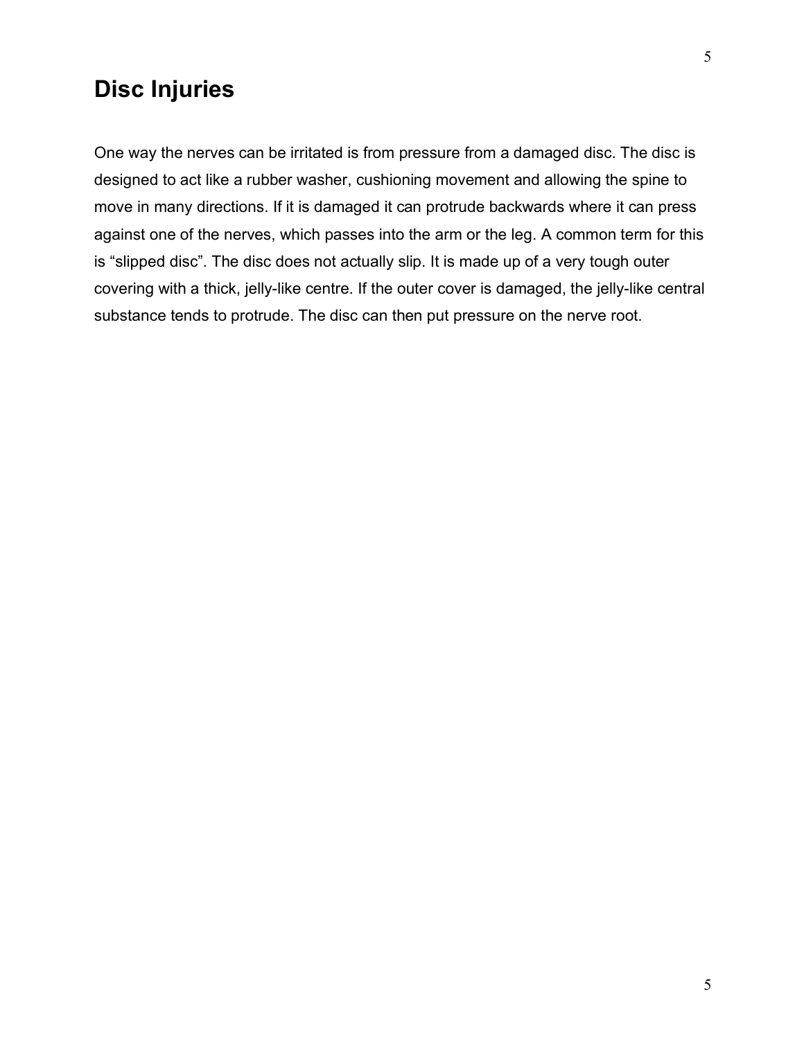## Disc Injuries

One way the nerves can be irritated is from pressure from a damaged disc. The disc is designed to act like a rubber washer, cushioning movement and allowing the spine to move in many directions. If it is damaged it can protrude backwards where it can press against one of the nerves, which passes into the arm or the leg. A common term for this is “slipped disc”. The disc does not actually slip. It is made up of a very tough outer covering with a thick, jelly-like centre. If the outer cover is damaged, the jelly-like central substance tends to protrude. The disc can then put pressure on the nerve root.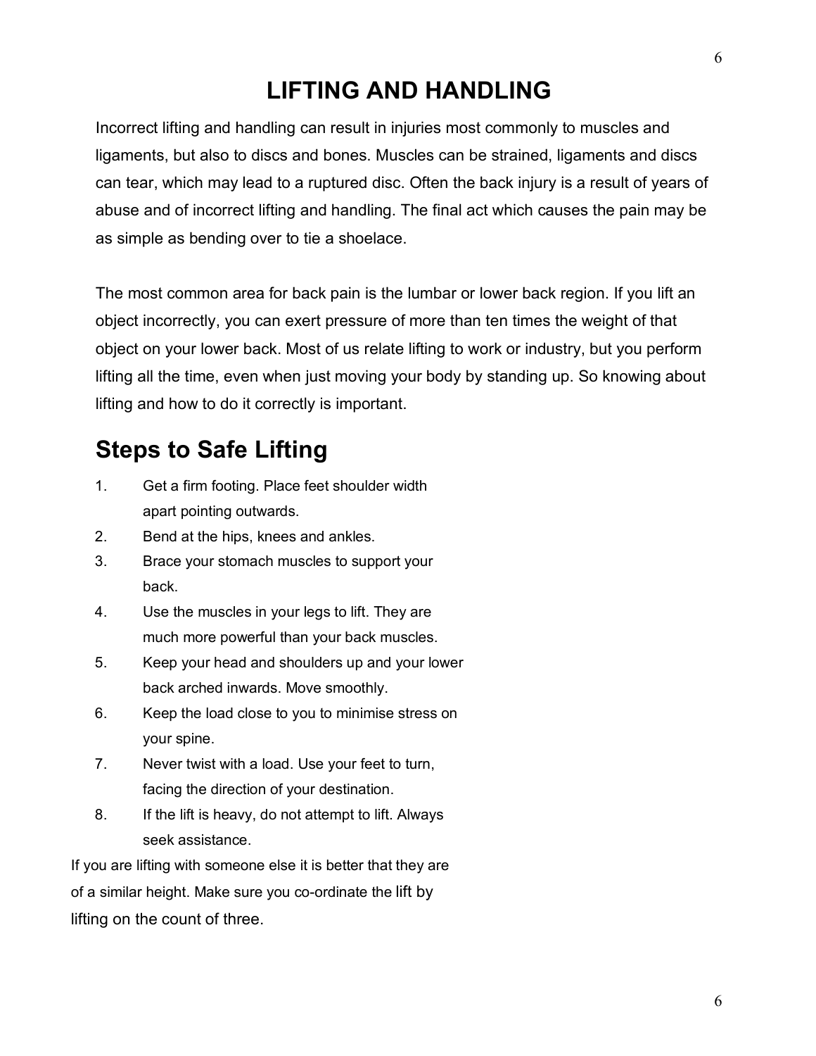# LIFTING AND HANDLING

Incorrect lifting and handling can result in injuries most commonly to muscles and ligaments, but also to discs and bones. Muscles can be strained, ligaments and discs can tear, which may lead to a ruptured disc. Often the back injury is a result of years of abuse and of incorrect lifting and handling. The final act which causes the pain may be as simple as bending over to tie a shoelace.

The most common area for back pain is the lumbar or lower back region. If you lift an object incorrectly, you can exert pressure of more than ten times the weight of that object on your lower back. Most of us relate lifting to work or industry, but you perform lifting all the time, even when just moving your body by standing up. So knowing about lifting and how to do it correctly is important.

## Steps to Safe Lifting

1. Get a firm footing. Place feet shoulder width apart pointing outwards.
2. Bend at the hips, knees and ankles.
3. Brace your stomach muscles to support your back.
4. Use the muscles in your legs to lift. They are much more powerful than your back muscles.
5. Keep your head and shoulders up and your lower back arched inwards. Move smoothly.
6. Keep the load close to you to minimise stress on your spine.
7. Never twist with a load. Use your feet to turn, facing the direction of your destination.
8. If the lift is heavy, do not attempt to lift. Always seek assistance.

If you are lifting with someone else it is better that they are of a similar height. Make sure you co-ordinate the lift by lifting on the count of three.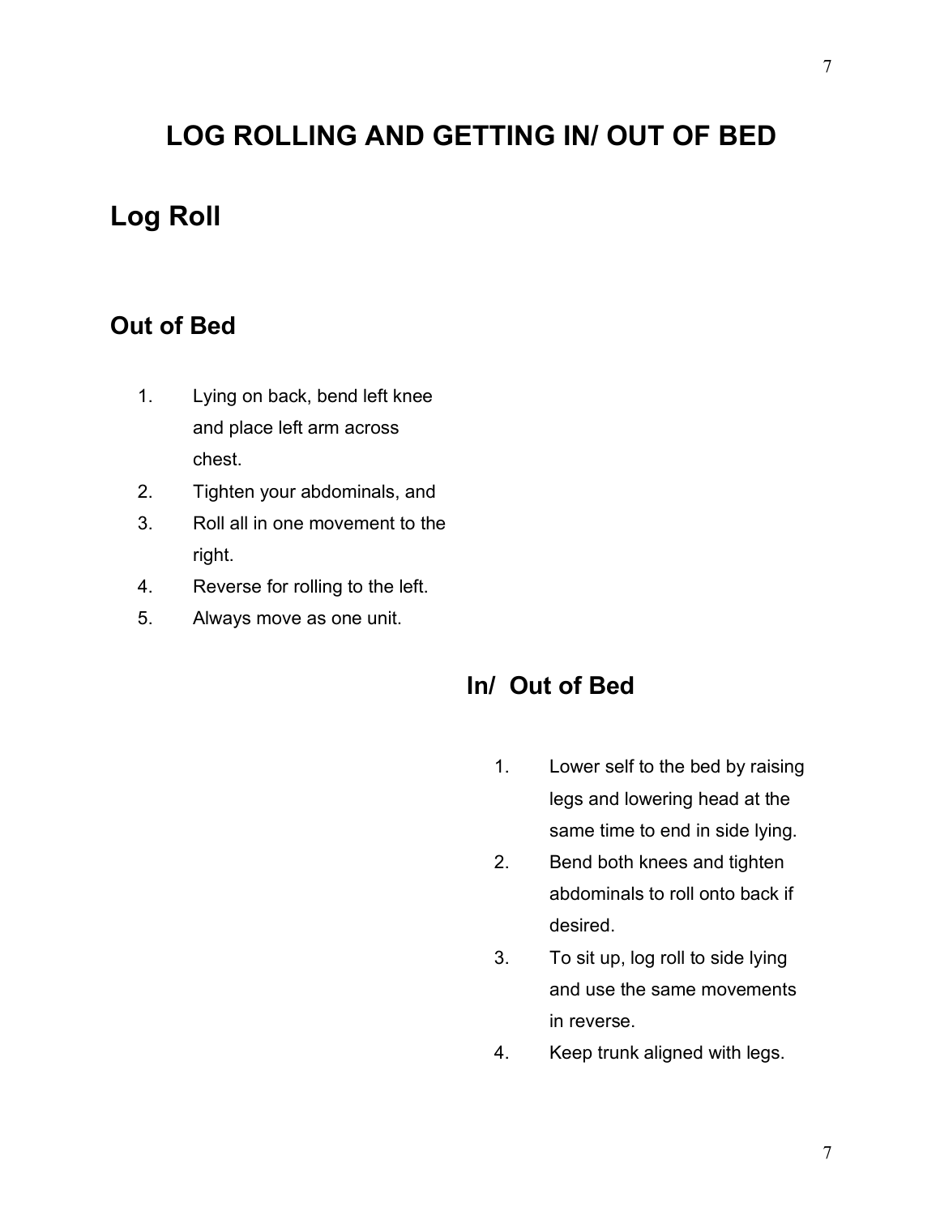# LOG ROLLING AND GETTING IN/ OUT OF BED

## Log Roll

### Out of Bed

1. Lying on back, bend left knee and place left arm across chest.
2. Tighten your abdominals, and
3. Roll all in one movement to the right.
4. Reverse for rolling to the left.
5. Always move as one unit.

### In/ Out of Bed

1. Lower self to the bed by raising legs and lowering head at the same time to end in side lying.
2. Bend both knees and tighten abdominals to roll onto back if desired.
3. To sit up, log roll to side lying and use the same movements in reverse.
4. Keep trunk aligned with legs.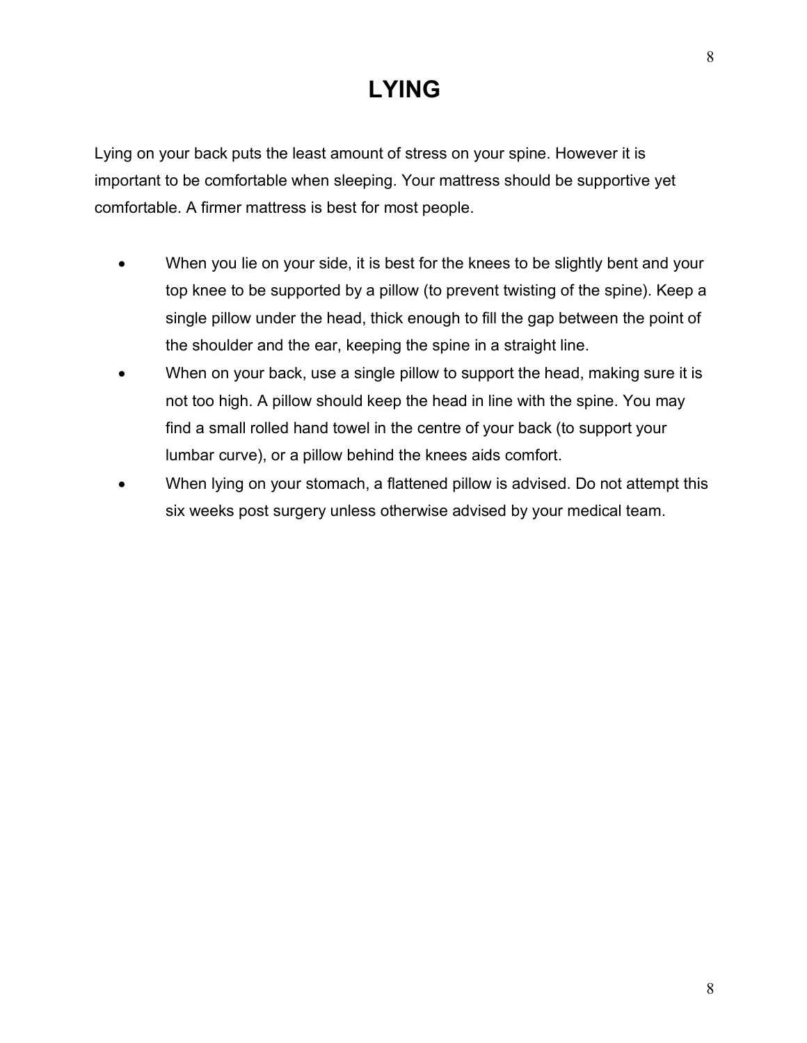# LYING

Lying on your back puts the least amount of stress on your spine. However it is important to be comfortable when sleeping. Your mattress should be supportive yet comfortable. A firmer mattress is best for most people.

- When you lie on your side, it is best for the knees to be slightly bent and your top knee to be supported by a pillow (to prevent twisting of the spine). Keep a single pillow under the head, thick enough to fill the gap between the point of the shoulder and the ear, keeping the spine in a straight line.
- When on your back, use a single pillow to support the head, making sure it is not too high. A pillow should keep the head in line with the spine. You may find a small rolled hand towel in the centre of your back (to support your lumbar curve), or a pillow behind the knees aids comfort.
- When lying on your stomach, a flattened pillow is advised. Do not attempt this six weeks post surgery unless otherwise advised by your medical team.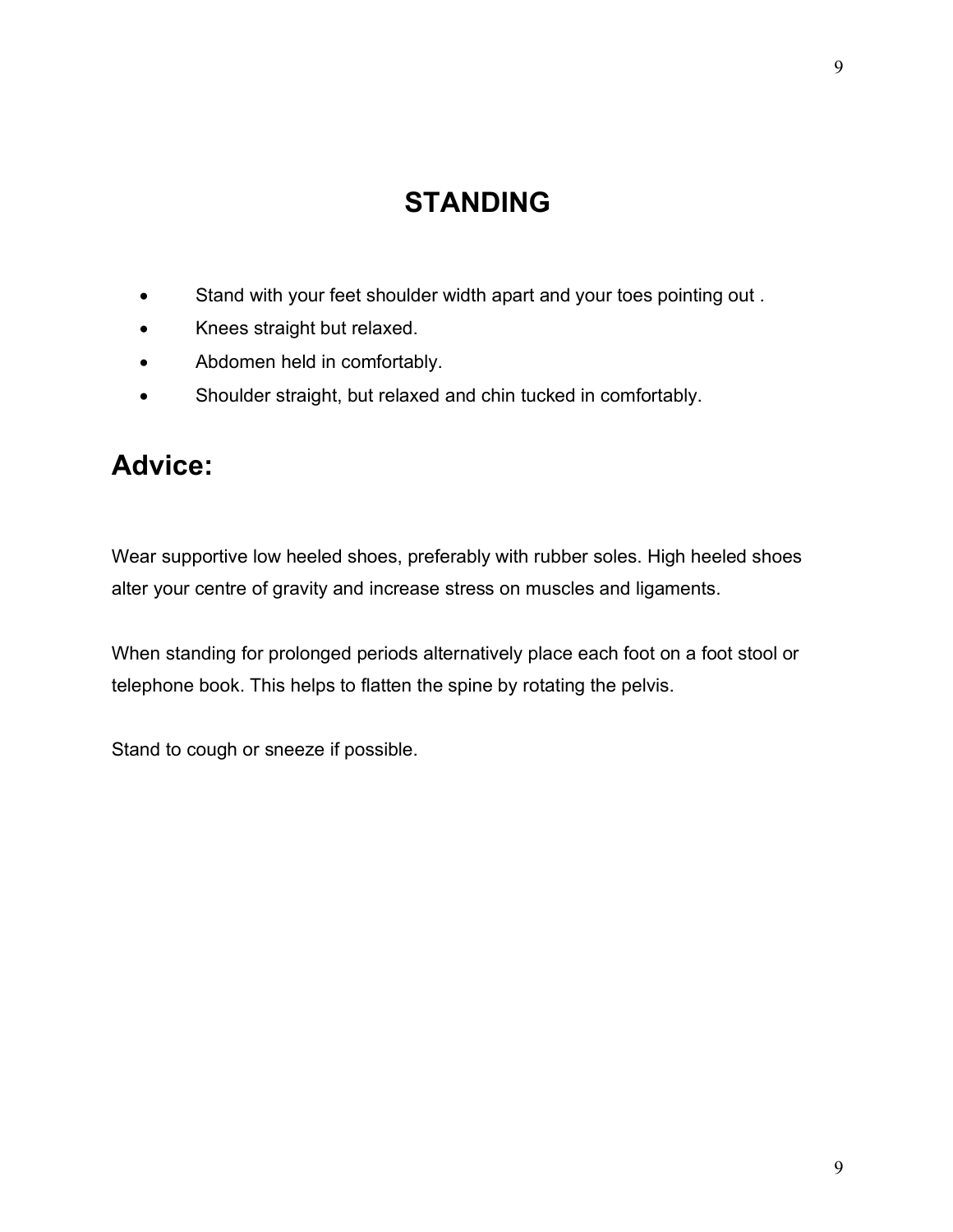# STANDING

- Stand with your feet shoulder width apart and your toes pointing out .
- Knees straight but relaxed.
- Abdomen held in comfortably.
- Shoulder straight, but relaxed and chin tucked in comfortably.

## Advice:

Wear supportive low heeled shoes, preferably with rubber soles. High heeled shoes alter your centre of gravity and increase stress on muscles and ligaments.

When standing for prolonged periods alternatively place each foot on a foot stool or telephone book. This helps to flatten the spine by rotating the pelvis.

Stand to cough or sneeze if possible.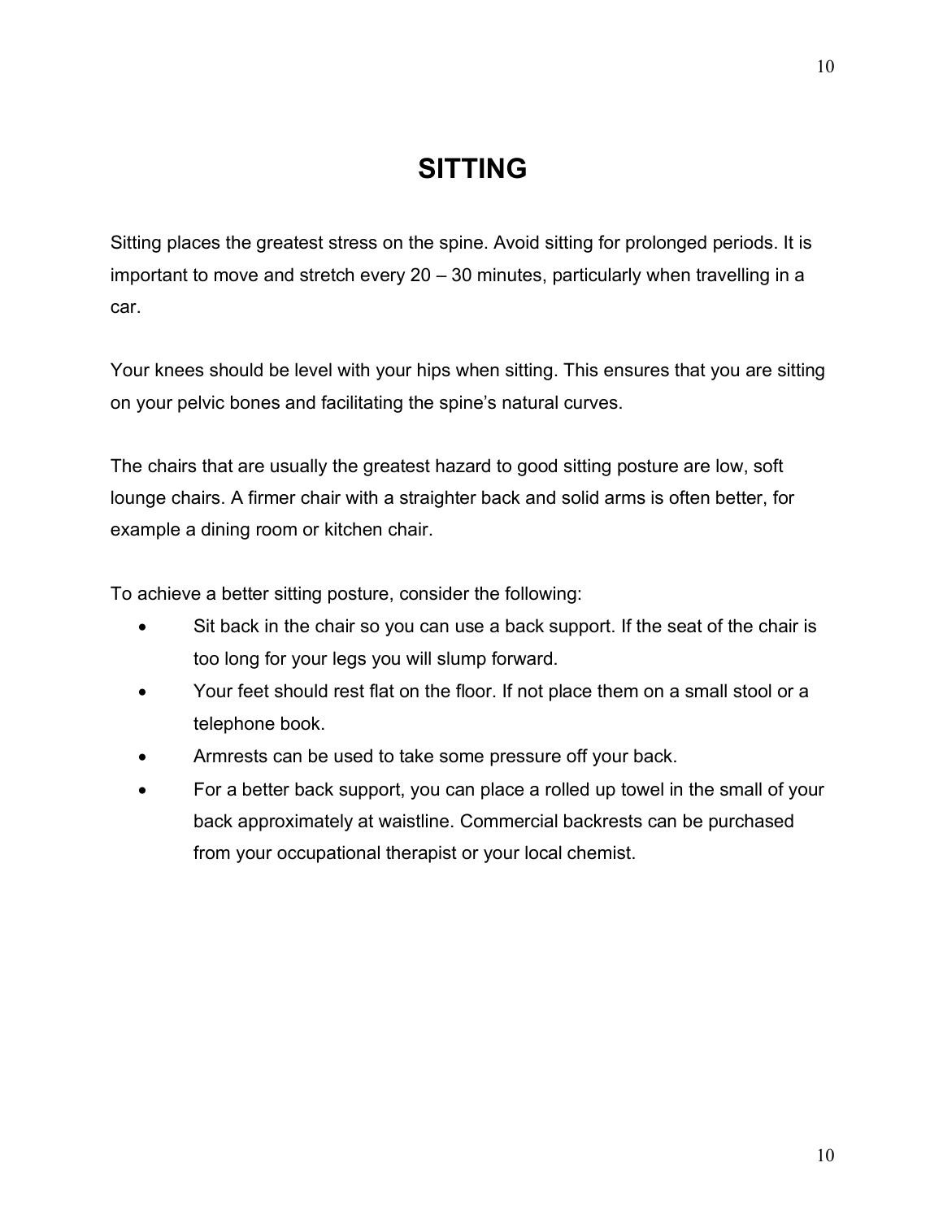# SITTING

Sitting places the greatest stress on the spine. Avoid sitting for prolonged periods. It is important to move and stretch every 20 – 30 minutes, particularly when travelling in a car.

Your knees should be level with your hips when sitting. This ensures that you are sitting on your pelvic bones and facilitating the spine's natural curves.

The chairs that are usually the greatest hazard to good sitting posture are low, soft lounge chairs. A firmer chair with a straighter back and solid arms is often better, for example a dining room or kitchen chair.

To achieve a better sitting posture, consider the following:

- Sit back in the chair so you can use a back support. If the seat of the chair is too long for your legs you will slump forward.
- Your feet should rest flat on the floor. If not place them on a small stool or a telephone book.
- Armrests can be used to take some pressure off your back.
- For a better back support, you can place a rolled up towel in the small of your back approximately at waistline. Commercial backrests can be purchased from your occupational therapist or your local chemist.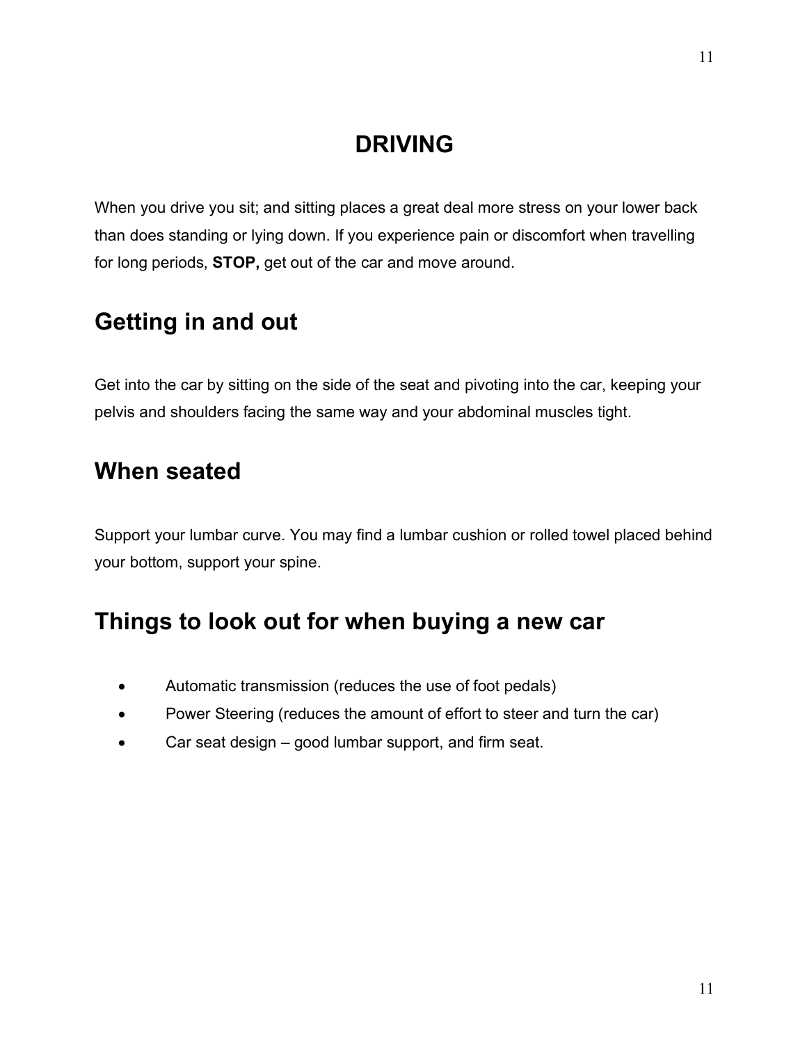# DRIVING

When you drive you sit; and sitting places a great deal more stress on your lower back than does standing or lying down. If you experience pain or discomfort when travelling for long periods, **STOP,** get out of the car and move around.

## Getting in and out

Get into the car by sitting on the side of the seat and pivoting into the car, keeping your pelvis and shoulders facing the same way and your abdominal muscles tight.

## When seated

Support your lumbar curve. You may find a lumbar cushion or rolled towel placed behind your bottom, support your spine.

## Things to look out for when buying a new car

- Automatic transmission (reduces the use of foot pedals)
- Power Steering (reduces the amount of effort to steer and turn the car)
- Car seat design – good lumbar support, and firm seat.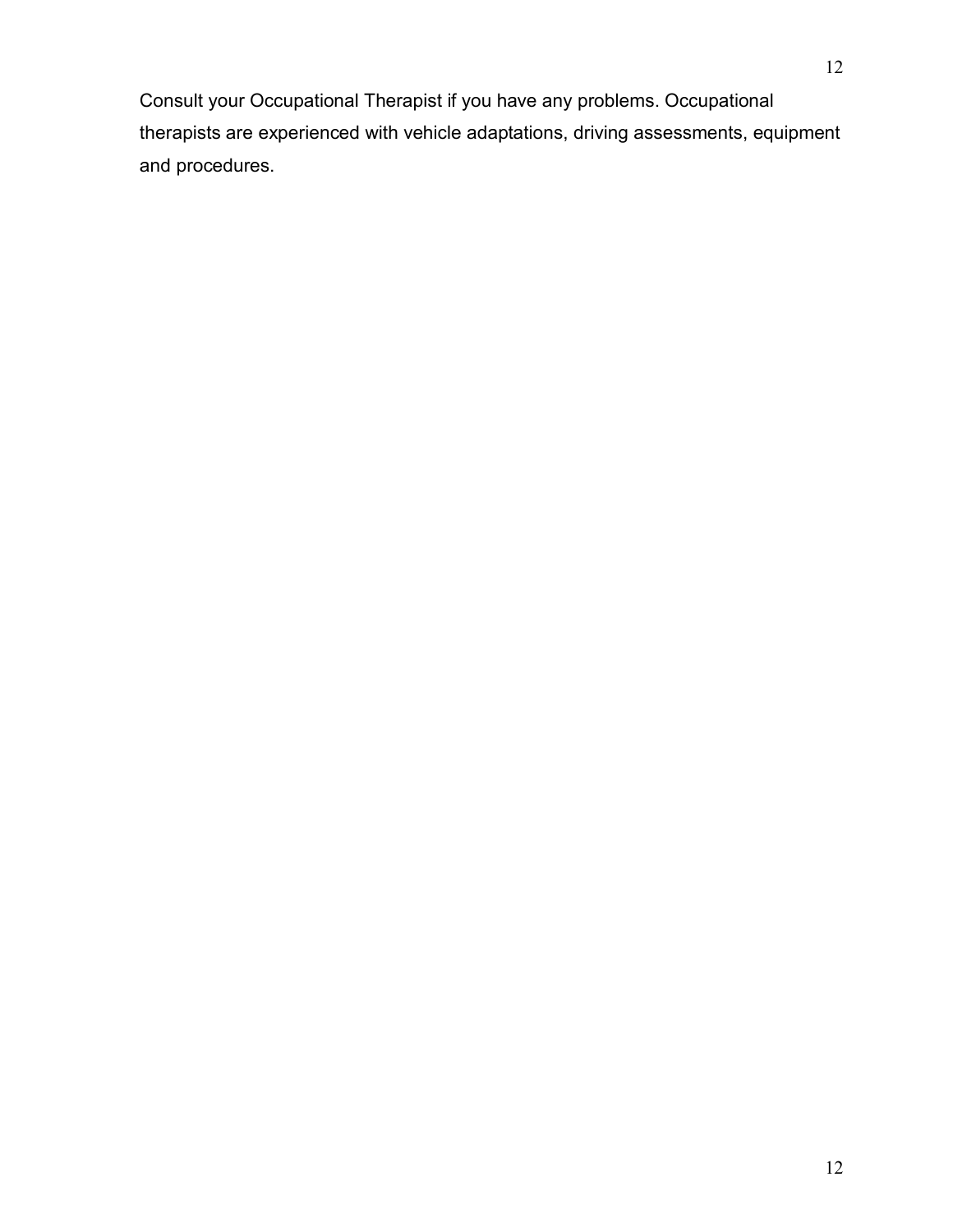Consult your Occupational Therapist if you have any problems. Occupational therapists are experienced with vehicle adaptations, driving assessments, equipment and procedures.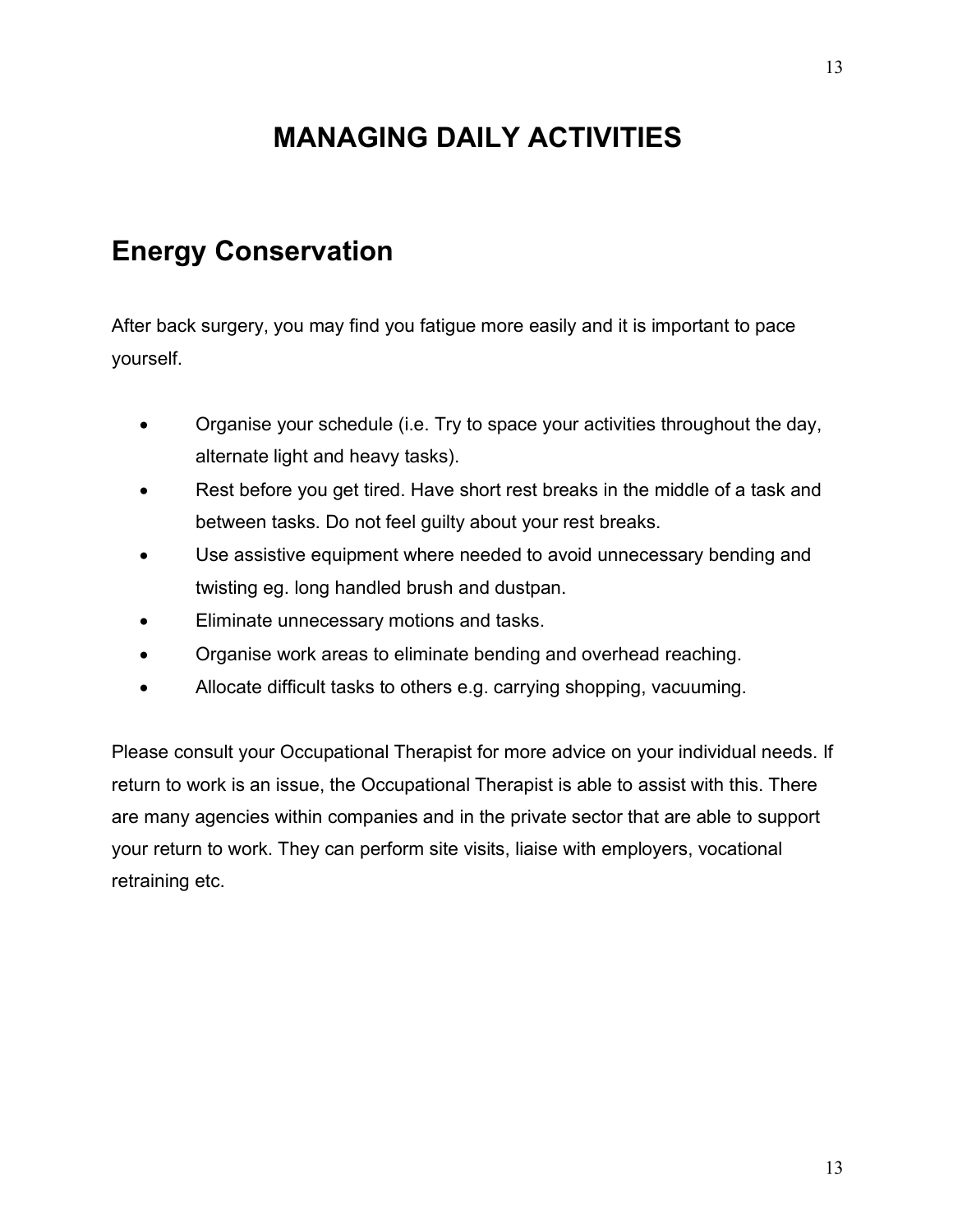# MANAGING DAILY ACTIVITIES

## Energy Conservation

After back surgery, you may find you fatigue more easily and it is important to pace yourself.

- Organise your schedule (i.e. Try to space your activities throughout the day, alternate light and heavy tasks).
- Rest before you get tired. Have short rest breaks in the middle of a task and between tasks. Do not feel guilty about your rest breaks.
- Use assistive equipment where needed to avoid unnecessary bending and twisting eg. long handled brush and dustpan.
- Eliminate unnecessary motions and tasks.
- Organise work areas to eliminate bending and overhead reaching.
- Allocate difficult tasks to others e.g. carrying shopping, vacuuming.

Please consult your Occupational Therapist for more advice on your individual needs. If return to work is an issue, the Occupational Therapist is able to assist with this. There are many agencies within companies and in the private sector that are able to support your return to work. They can perform site visits, liaise with employers, vocational retraining etc.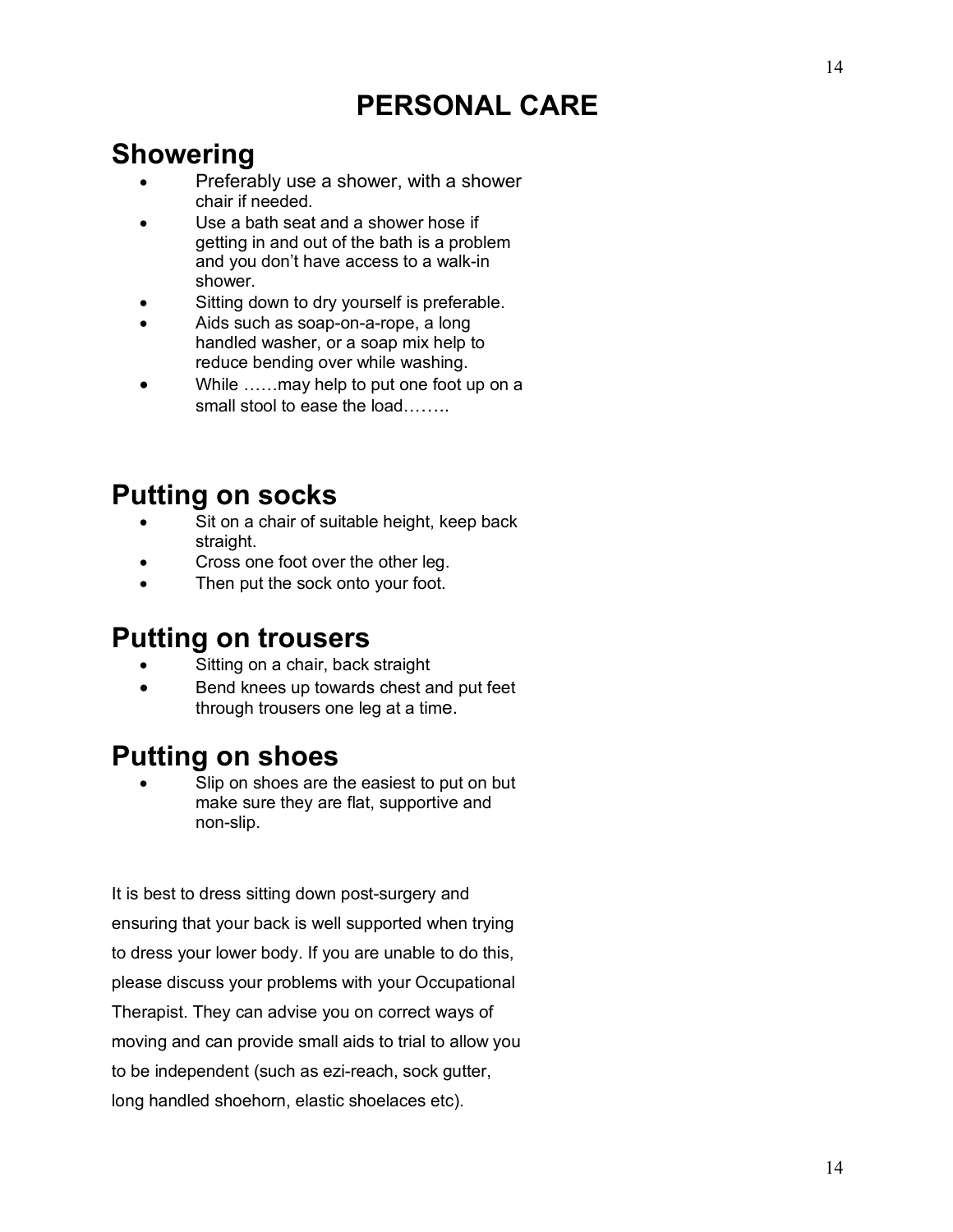# PERSONAL CARE

## Showering

- Preferably use a shower, with a shower chair if needed.
- Use a bath seat and a shower hose if getting in and out of the bath is a problem and you don't have access to a walk-in shower.
- Sitting down to dry yourself is preferable.
- Aids such as soap-on-a-rope, a long handled washer, or a soap mix help to reduce bending over while washing.
- While ……may help to put one foot up on a small stool to ease the load……..

## Putting on socks

- Sit on a chair of suitable height, keep back straight.
- Cross one foot over the other leg.
- Then put the sock onto your foot.

## Putting on trousers

- Sitting on a chair, back straight
- Bend knees up towards chest and put feet through trousers one leg at a time.

## Putting on shoes

- Slip on shoes are the easiest to put on but make sure they are flat, supportive and non-slip.

It is best to dress sitting down post-surgery and ensuring that your back is well supported when trying to dress your lower body. If you are unable to do this, please discuss your problems with your Occupational Therapist. They can advise you on correct ways of moving and can provide small aids to trial to allow you to be independent (such as ezi-reach, sock gutter, long handled shoehorn, elastic shoelaces etc).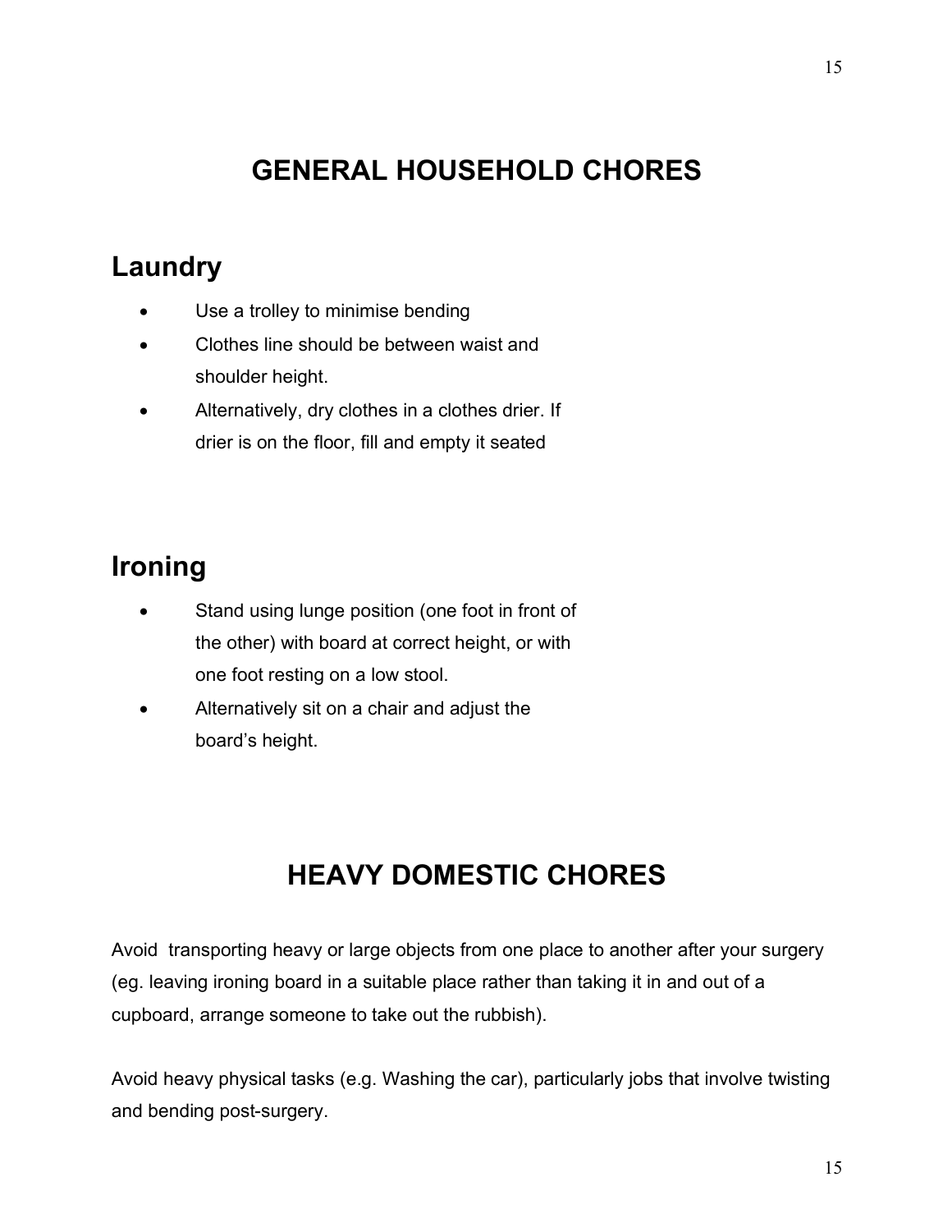# GENERAL HOUSEHOLD CHORES

## Laundry

- Use a trolley to minimise bending
- Clothes line should be between waist and shoulder height.
- Alternatively, dry clothes in a clothes drier. If drier is on the floor, fill and empty it seated

## Ironing

- Stand using lunge position (one foot in front of the other) with board at correct height, or with one foot resting on a low stool.
- Alternatively sit on a chair and adjust the board's height.

# HEAVY DOMESTIC CHORES

Avoid  transporting heavy or large objects from one place to another after your surgery (eg. leaving ironing board in a suitable place rather than taking it in and out of a cupboard, arrange someone to take out the rubbish).

Avoid heavy physical tasks (e.g. Washing the car), particularly jobs that involve twisting and bending post-surgery.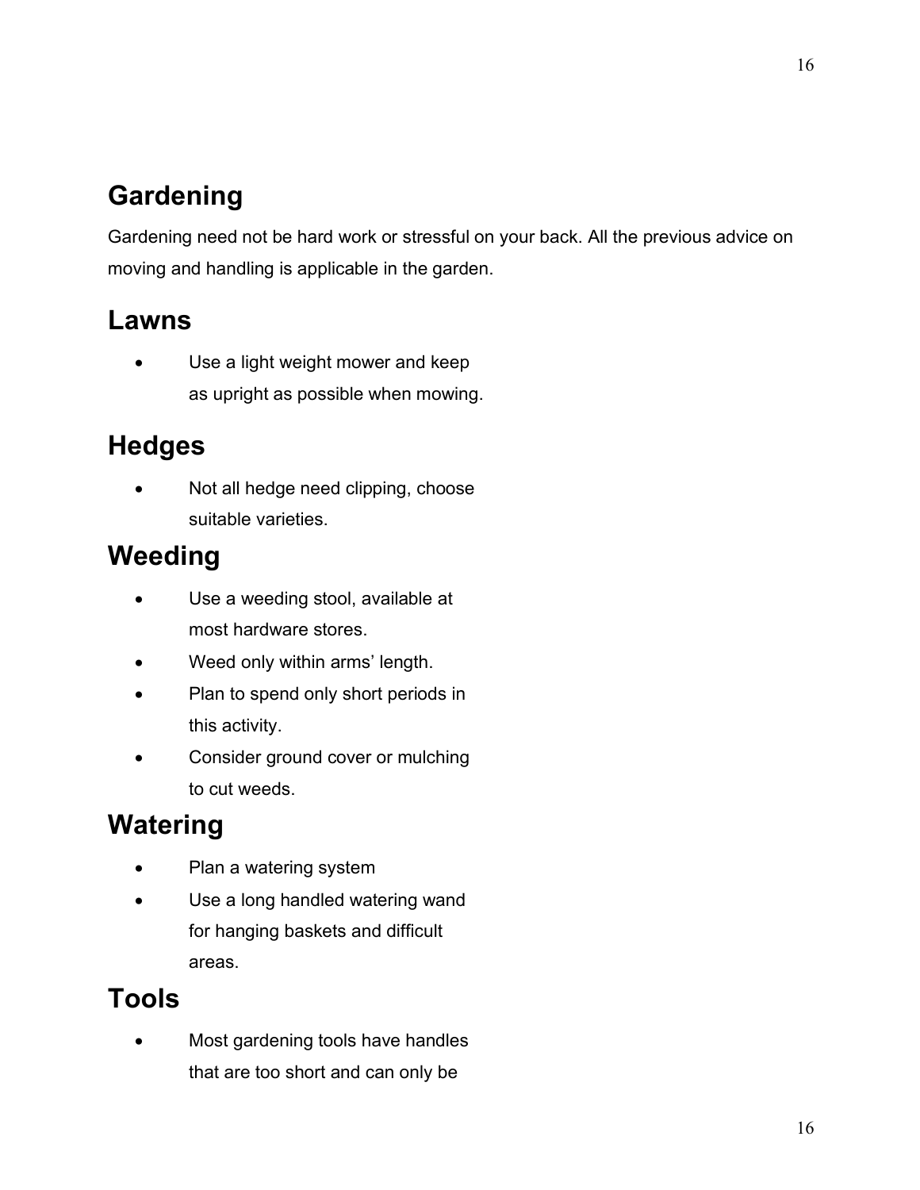# Gardening

Gardening need not be hard work or stressful on your back. All the previous advice on moving and handling is applicable in the garden.

## Lawns

- Use a light weight mower and keep as upright as possible when mowing.

## Hedges

- Not all hedge need clipping, choose suitable varieties.

## Weeding

- Use a weeding stool, available at most hardware stores.
- Weed only within arms' length.
- Plan to spend only short periods in this activity.
- Consider ground cover or mulching to cut weeds.

## Watering

- Plan a watering system
- Use a long handled watering wand for hanging baskets and difficult areas.

## Tools

- Most gardening tools have handles that are too short and can only be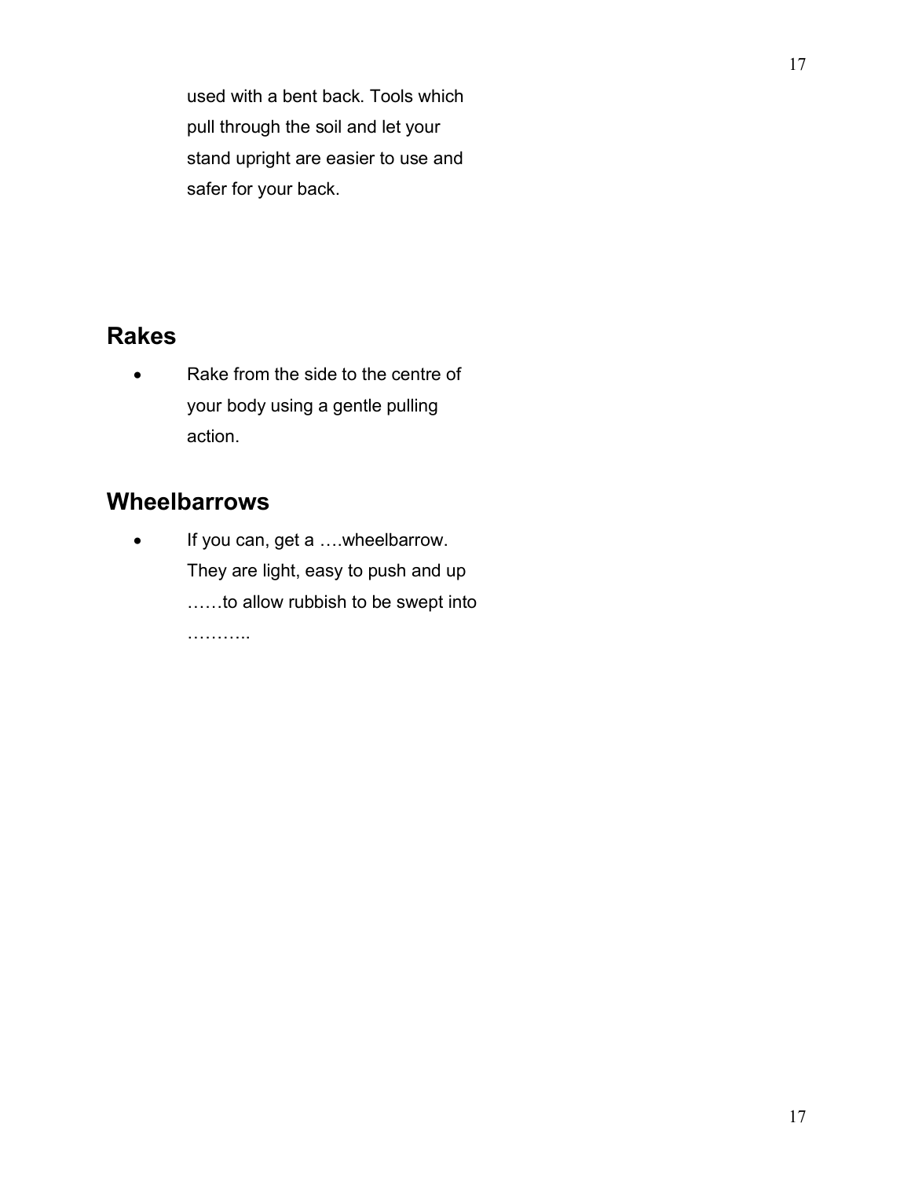used with a bent back. Tools which pull through the soil and let your stand upright are easier to use and safer for your back.

## Rakes

- Rake from the side to the centre of your body using a gentle pulling action.

## Wheelbarrows

- If you can, get a ….wheelbarrow. They are light, easy to push and up ……to allow rubbish to be swept into ………..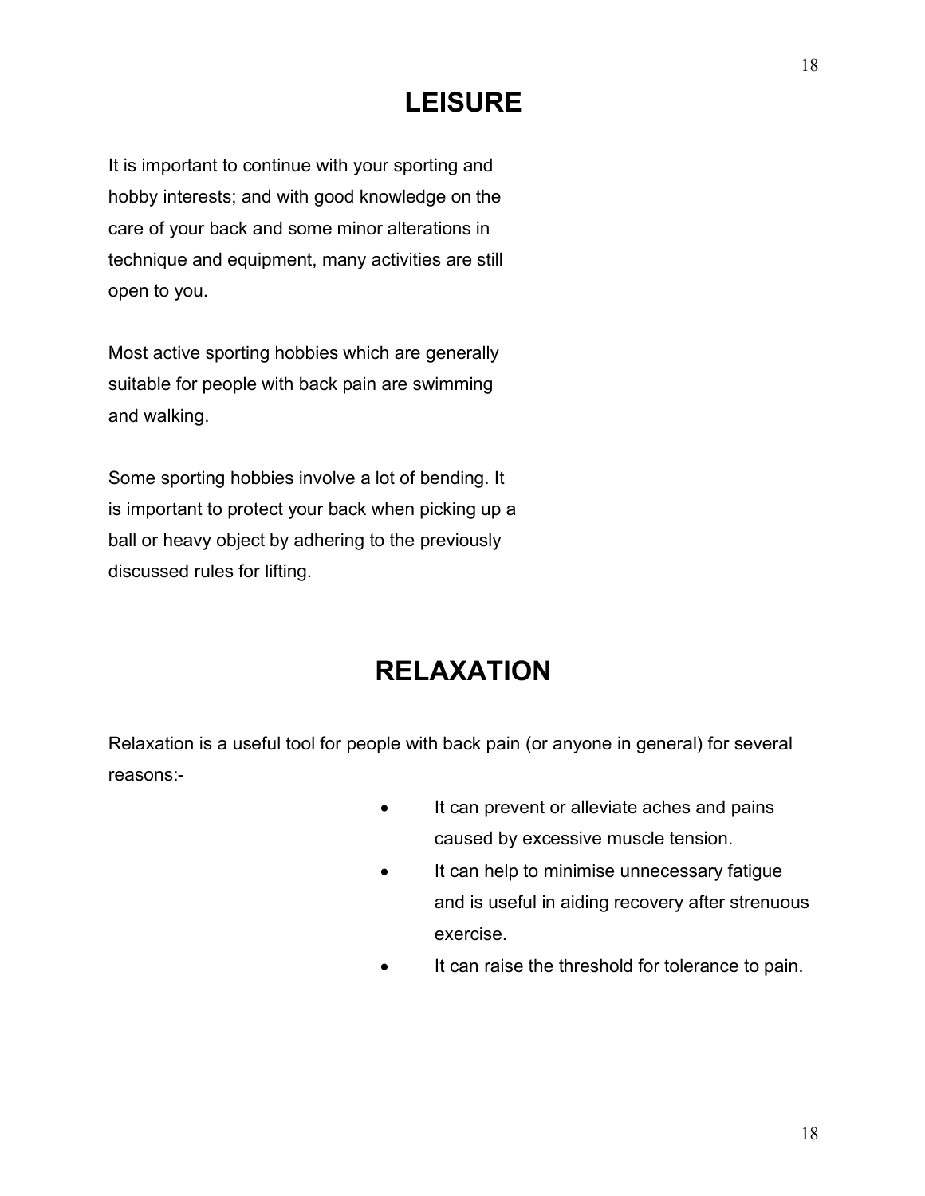# LEISURE

It is important to continue with your sporting and hobby interests; and with good knowledge on the care of your back and some minor alterations in technique and equipment, many activities are still open to you.

Most active sporting hobbies which are generally suitable for people with back pain are swimming and walking.

Some sporting hobbies involve a lot of bending. It is important to protect your back when picking up a ball or heavy object by adhering to the previously discussed rules for lifting.

# RELAXATION

Relaxation is a useful tool for people with back pain (or anyone in general) for several reasons:-

- It can prevent or alleviate aches and pains caused by excessive muscle tension.
- It can help to minimise unnecessary fatigue and is useful in aiding recovery after strenuous exercise.
- It can raise the threshold for tolerance to pain.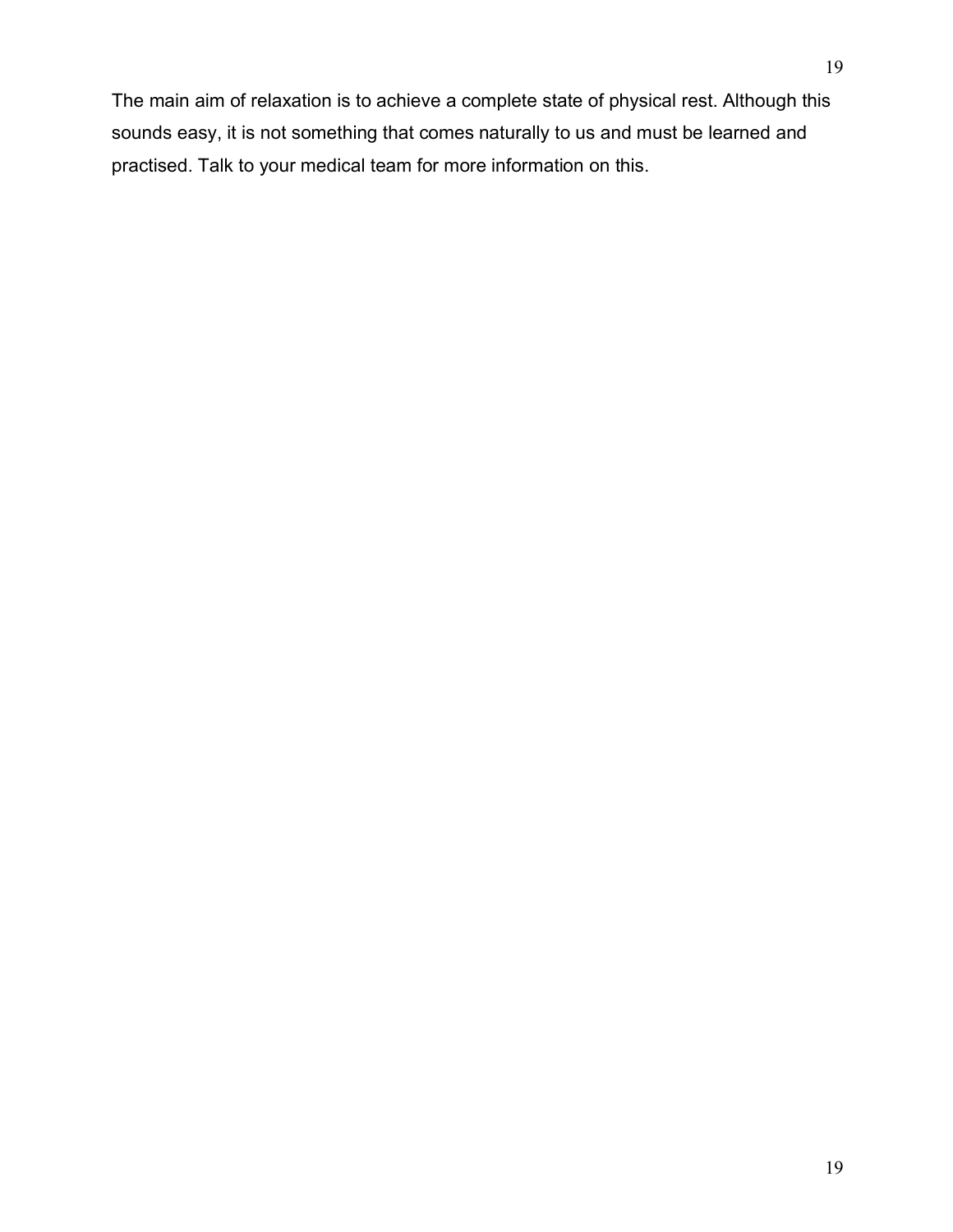The main aim of relaxation is to achieve a complete state of physical rest. Although this sounds easy, it is not something that comes naturally to us and must be learned and practised. Talk to your medical team for more information on this.